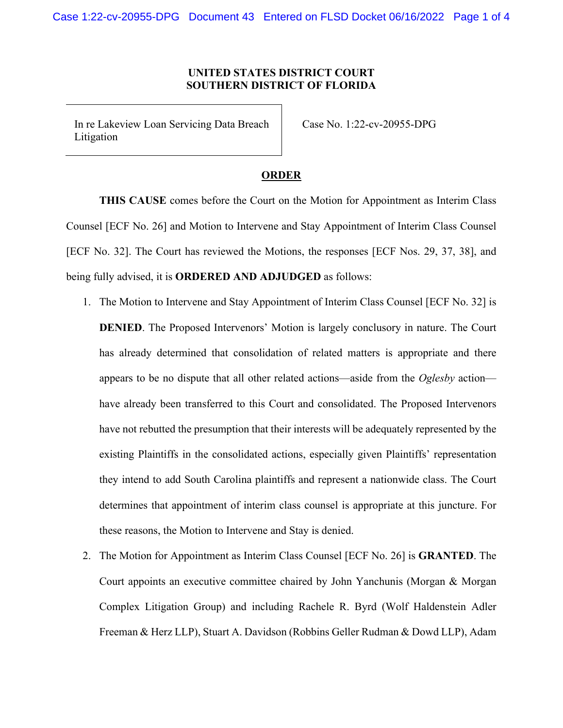**UNITED STATES DISTRICT COURT**
**SOUTHERN DISTRICT OF FLORIDA**

| In re Lakeview Loan Servicing Data Breach Litigation | Case No. 1:22-cv-20955-DPG |
| --- | --- |

**ORDER**

**THIS CAUSE** comes before the Court on the Motion for Appointment as Interim Class Counsel [ECF No. 26] and Motion to Intervene and Stay Appointment of Interim Class Counsel [ECF No. 32]. The Court has reviewed the Motions, the responses [ECF Nos. 29, 37, 38], and being fully advised, it is **ORDERED AND ADJUDGED** as follows:

1. The Motion to Intervene and Stay Appointment of Interim Class Counsel [ECF No. 32] is **DENIED**. The Proposed Intervenors' Motion is largely conclusory in nature. The Court has already determined that consolidation of related matters is appropriate and there appears to be no dispute that all other related actions—aside from the *Oglesby* action—have already been transferred to this Court and consolidated. The Proposed Intervenors have not rebutted the presumption that their interests will be adequately represented by the existing Plaintiffs in the consolidated actions, especially given Plaintiffs' representation they intend to add South Carolina plaintiffs and represent a nationwide class. The Court determines that appointment of interim class counsel is appropriate at this juncture. For these reasons, the Motion to Intervene and Stay is denied.

2. The Motion for Appointment as Interim Class Counsel [ECF No. 26] is **GRANTED**. The Court appoints an executive committee chaired by John Yanchunis (Morgan & Morgan Complex Litigation Group) and including Rachele R. Byrd (Wolf Haldenstein Adler Freeman & Herz LLP), Stuart A. Davidson (Robbins Geller Rudman & Dowd LLP), Adam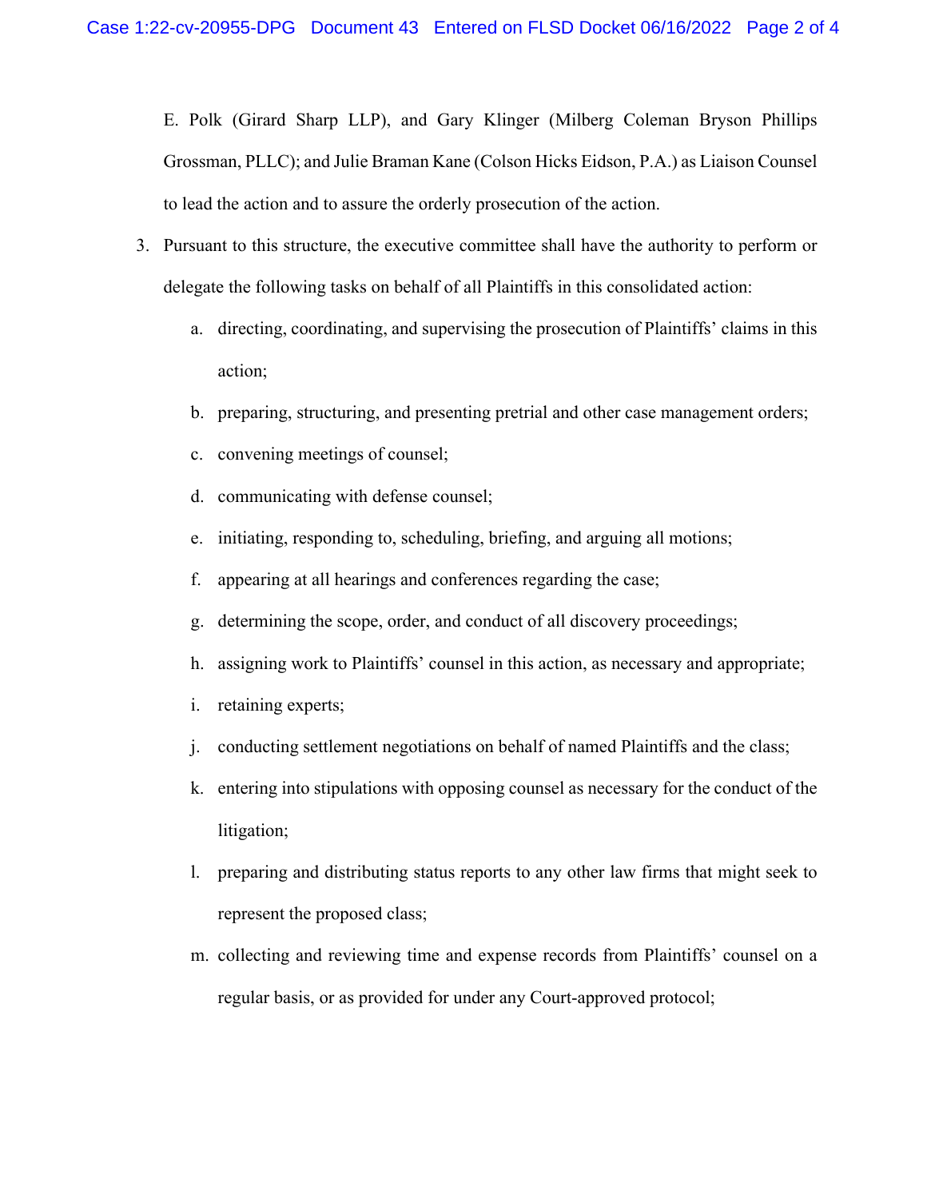E. Polk (Girard Sharp LLP), and Gary Klinger (Milberg Coleman Bryson Phillips Grossman, PLLC); and Julie Braman Kane (Colson Hicks Eidson, P.A.) as Liaison Counsel to lead the action and to assure the orderly prosecution of the action.

3. Pursuant to this structure, the executive committee shall have the authority to perform or delegate the following tasks on behalf of all Plaintiffs in this consolidated action:

    a. directing, coordinating, and supervising the prosecution of Plaintiffs' claims in this action;

    b. preparing, structuring, and presenting pretrial and other case management orders;

    c. convening meetings of counsel;

    d. communicating with defense counsel;

    e. initiating, responding to, scheduling, briefing, and arguing all motions;

    f. appearing at all hearings and conferences regarding the case;

    g. determining the scope, order, and conduct of all discovery proceedings;

    h. assigning work to Plaintiffs' counsel in this action, as necessary and appropriate;

    i. retaining experts;

    j. conducting settlement negotiations on behalf of named Plaintiffs and the class;

    k. entering into stipulations with opposing counsel as necessary for the conduct of the litigation;

    l. preparing and distributing status reports to any other law firms that might seek to represent the proposed class;

    m. collecting and reviewing time and expense records from Plaintiffs' counsel on a regular basis, or as provided for under any Court-approved protocol;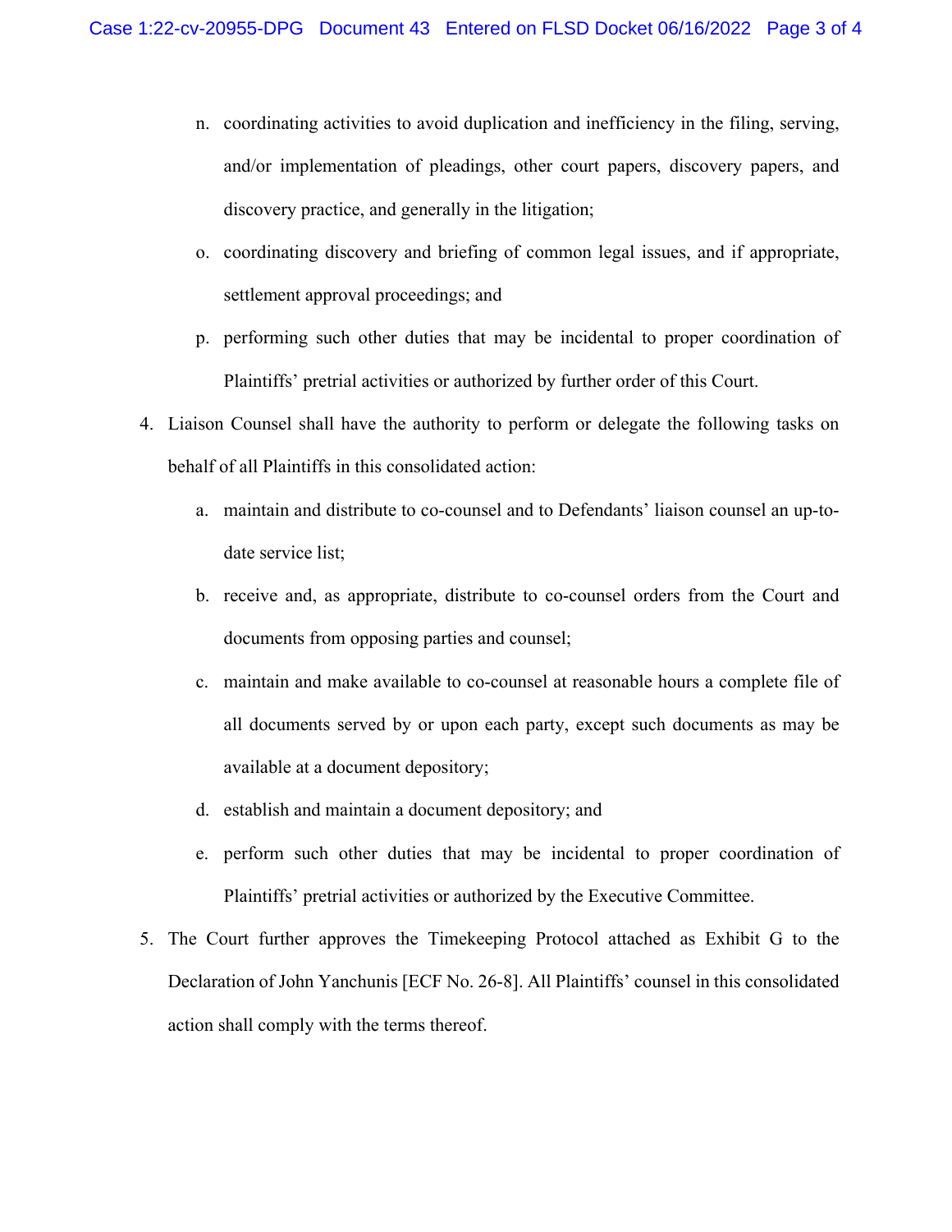n. coordinating activities to avoid duplication and inefficiency in the filing, serving, and/or implementation of pleadings, other court papers, discovery papers, and discovery practice, and generally in the litigation;

   o. coordinating discovery and briefing of common legal issues, and if appropriate, settlement approval proceedings; and

   p. performing such other duties that may be incidental to proper coordination of Plaintiffs' pretrial activities or authorized by further order of this Court.

4. Liaison Counsel shall have the authority to perform or delegate the following tasks on behalf of all Plaintiffs in this consolidated action:

   a. maintain and distribute to co-counsel and to Defendants' liaison counsel an up-to-date service list;

   b. receive and, as appropriate, distribute to co-counsel orders from the Court and documents from opposing parties and counsel;

   c. maintain and make available to co-counsel at reasonable hours a complete file of all documents served by or upon each party, except such documents as may be available at a document depository;

   d. establish and maintain a document depository; and

   e. perform such other duties that may be incidental to proper coordination of Plaintiffs' pretrial activities or authorized by the Executive Committee.

5. The Court further approves the Timekeeping Protocol attached as Exhibit G to the Declaration of John Yanchunis [ECF No. 26-8]. All Plaintiffs' counsel in this consolidated action shall comply with the terms thereof.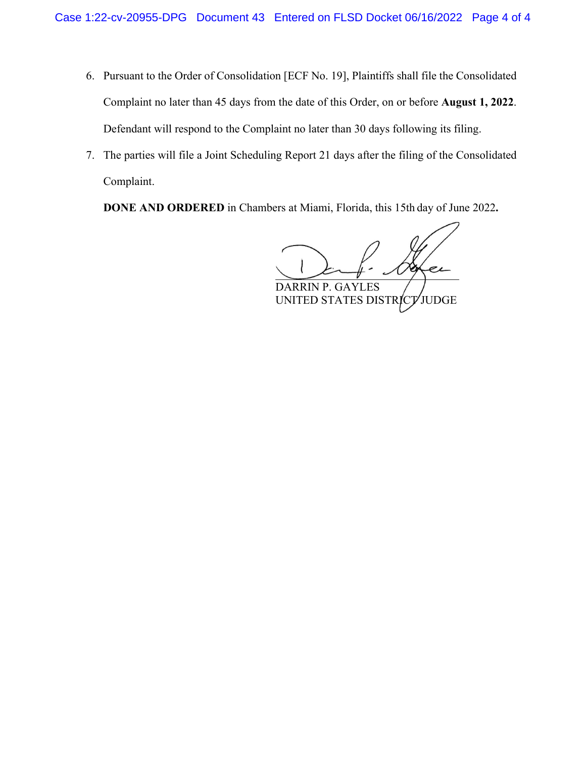6. Pursuant to the Order of Consolidation [ECF No. 19], Plaintiffs shall file the Consolidated Complaint no later than 45 days from the date of this Order, on or before **August 1, 2022**. Defendant will respond to the Complaint no later than 30 days following its filing.
7. The parties will file a Joint Scheduling Report 21 days after the filing of the Consolidated Complaint.

**DONE AND ORDERED** in Chambers at Miami, Florida, this 15th day of June 2022**.**

DARRIN P. GAYLES
UNITED STATES DISTRICT JUDGE